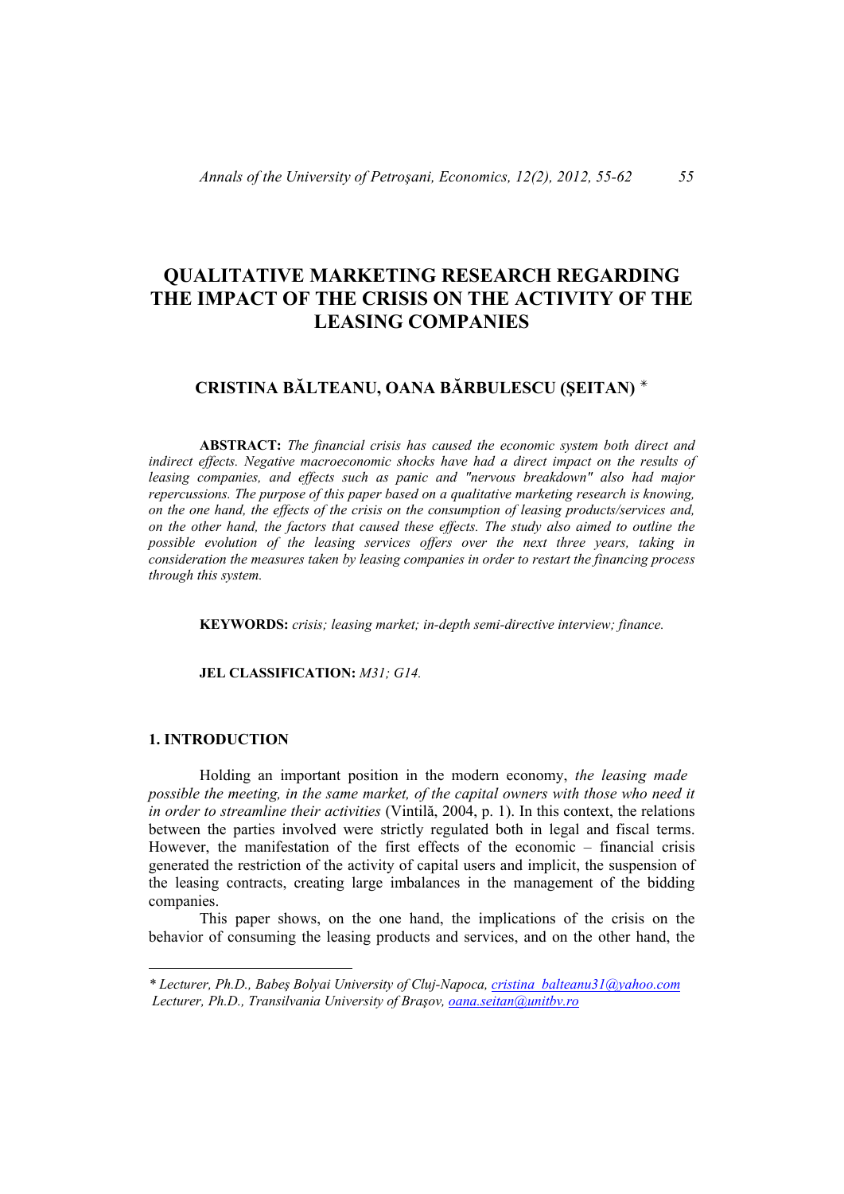# QUALITATIVE MARKETING RESEARCH REGARDING THE IMPACT OF THE CRISIS ON THE ACTIVITY OF THE LEASING COMPANIES

## CRISTINA BĂLTEANU, OANA BĂRBULESCU (ŞEITAN) *

**ABSTRACT:** *The financial crisis has caused the economic system both direct and indirect effects. Negative macroeconomic shocks have had a direct impact on the results of leasing companies, and effects such as panic and "nervous breakdown" also had major repercussions. The purpose of this paper based on a qualitative marketing research is knowing, on the one hand, the effects of the crisis on the consumption of leasing products/services and, on the other hand, the factors that caused these effects. The study also aimed to outline the possible evolution of the leasing services offers over the next three years, taking in consideration the measures taken by leasing companies in order to restart the financing process through this system.*

**KEYWORDS:** *crisis; leasing market; in-depth semi-directive interview; finance.*

**JEL CLASSIFICATION:** *M31; G14.*

## 1. INTRODUCTION

Holding an important position in the modern economy, *the leasing made possible the meeting, in the same market, of the capital owners with those who need it in order to streamline their activities* (Vintilă, 2004, p. 1). In this context, the relations between the parties involved were strictly regulated both in legal and fiscal terms. However, the manifestation of the first effects of the economic – financial crisis generated the restriction of the activity of capital users and implicit, the suspension of the leasing contracts, creating large imbalances in the management of the bidding companies.

This paper shows, on the one hand, the implications of the crisis on the behavior of consuming the leasing products and services, and on the other hand, the

---

*\* Lecturer, Ph.D., Babeş Bolyai University of Cluj-Napoca, cristina_balteanu31@yahoo.com*
*Lecturer, Ph.D., Transilvania University of Braşov, oana.seitan@unitbv.ro*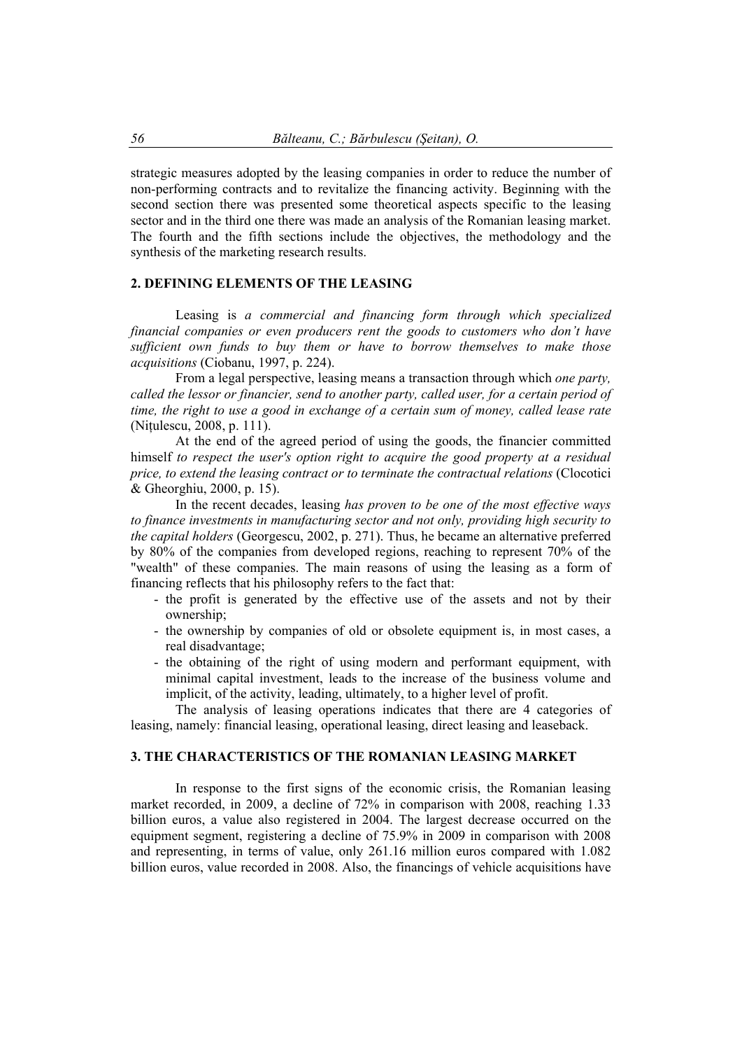strategic measures adopted by the leasing companies in order to reduce the number of non-performing contracts and to revitalize the financing activity. Beginning with the second section there was presented some theoretical aspects specific to the leasing sector and in the third one there was made an analysis of the Romanian leasing market. The fourth and the fifth sections include the objectives, the methodology and the synthesis of the marketing research results.

## 2. DEFINING ELEMENTS OF THE LEASING

Leasing is *a commercial and financing form through which specialized financial companies or even producers rent the goods to customers who don't have sufficient own funds to buy them or have to borrow themselves to make those acquisitions* (Ciobanu, 1997, p. 224).

From a legal perspective, leasing means a transaction through which *one party, called the lessor or financier, send to another party, called user, for a certain period of time, the right to use a good in exchange of a certain sum of money, called lease rate* (Nițulescu, 2008, p. 111).

At the end of the agreed period of using the goods, the financier committed himself *to respect the user's option right to acquire the good property at a residual price, to extend the leasing contract or to terminate the contractual relations* (Clocotici & Gheorghiu, 2000, p. 15).

In the recent decades, leasing *has proven to be one of the most effective ways to finance investments in manufacturing sector and not only, providing high security to the capital holders* (Georgescu, 2002, p. 271). Thus, he became an alternative preferred by 80% of the companies from developed regions, reaching to represent 70% of the "wealth" of these companies. The main reasons of using the leasing as a form of financing reflects that his philosophy refers to the fact that:

- the profit is generated by the effective use of the assets and not by their ownership;
- the ownership by companies of old or obsolete equipment is, in most cases, a real disadvantage;
- the obtaining of the right of using modern and performant equipment, with minimal capital investment, leads to the increase of the business volume and implicit, of the activity, leading, ultimately, to a higher level of profit.

The analysis of leasing operations indicates that there are 4 categories of leasing, namely: financial leasing, operational leasing, direct leasing and leaseback.

## 3. THE CHARACTERISTICS OF THE ROMANIAN LEASING MARKET

In response to the first signs of the economic crisis, the Romanian leasing market recorded, in 2009, a decline of 72% in comparison with 2008, reaching 1.33 billion euros, a value also registered in 2004. The largest decrease occurred on the equipment segment, registering a decline of 75.9% in 2009 in comparison with 2008 and representing, in terms of value, only 261.16 million euros compared with 1.082 billion euros, value recorded in 2008. Also, the financings of vehicle acquisitions have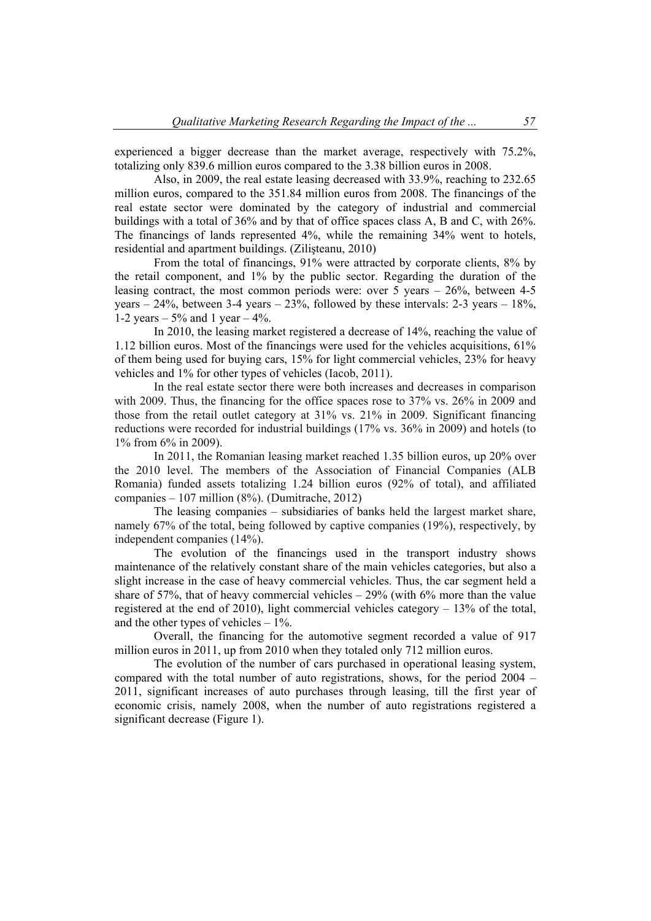experienced a bigger decrease than the market average, respectively with 75.2%, totalizing only 839.6 million euros compared to the 3.38 billion euros in 2008.

Also, in 2009, the real estate leasing decreased with 33.9%, reaching to 232.65 million euros, compared to the 351.84 million euros from 2008. The financings of the real estate sector were dominated by the category of industrial and commercial buildings with a total of 36% and by that of office spaces class A, B and C, with 26%. The financings of lands represented 4%, while the remaining 34% went to hotels, residential and apartment buildings. (Zilişteanu, 2010)

From the total of financings, 91% were attracted by corporate clients, 8% by the retail component, and 1% by the public sector. Regarding the duration of the leasing contract, the most common periods were: over 5 years – 26%, between 4-5 years – 24%, between 3-4 years – 23%, followed by these intervals: 2-3 years – 18%, 1-2 years – 5% and 1 year – 4%.

In 2010, the leasing market registered a decrease of 14%, reaching the value of 1.12 billion euros. Most of the financings were used for the vehicles acquisitions, 61% of them being used for buying cars, 15% for light commercial vehicles, 23% for heavy vehicles and 1% for other types of vehicles (Iacob, 2011).

In the real estate sector there were both increases and decreases in comparison with 2009. Thus, the financing for the office spaces rose to 37% vs. 26% in 2009 and those from the retail outlet category at 31% vs. 21% in 2009. Significant financing reductions were recorded for industrial buildings (17% vs. 36% in 2009) and hotels (to 1% from 6% in 2009).

In 2011, the Romanian leasing market reached 1.35 billion euros, up 20% over the 2010 level. The members of the Association of Financial Companies (ALB Romania) funded assets totalizing 1.24 billion euros (92% of total), and affiliated companies – 107 million (8%). (Dumitrache, 2012)

The leasing companies – subsidiaries of banks held the largest market share, namely 67% of the total, being followed by captive companies (19%), respectively, by independent companies (14%).

The evolution of the financings used in the transport industry shows maintenance of the relatively constant share of the main vehicles categories, but also a slight increase in the case of heavy commercial vehicles. Thus, the car segment held a share of 57%, that of heavy commercial vehicles – 29% (with 6% more than the value registered at the end of 2010), light commercial vehicles category – 13% of the total, and the other types of vehicles – 1%.

Overall, the financing for the automotive segment recorded a value of 917 million euros in 2011, up from 2010 when they totaled only 712 million euros.

The evolution of the number of cars purchased in operational leasing system, compared with the total number of auto registrations, shows, for the period 2004 – 2011, significant increases of auto purchases through leasing, till the first year of economic crisis, namely 2008, when the number of auto registrations registered a significant decrease (Figure 1).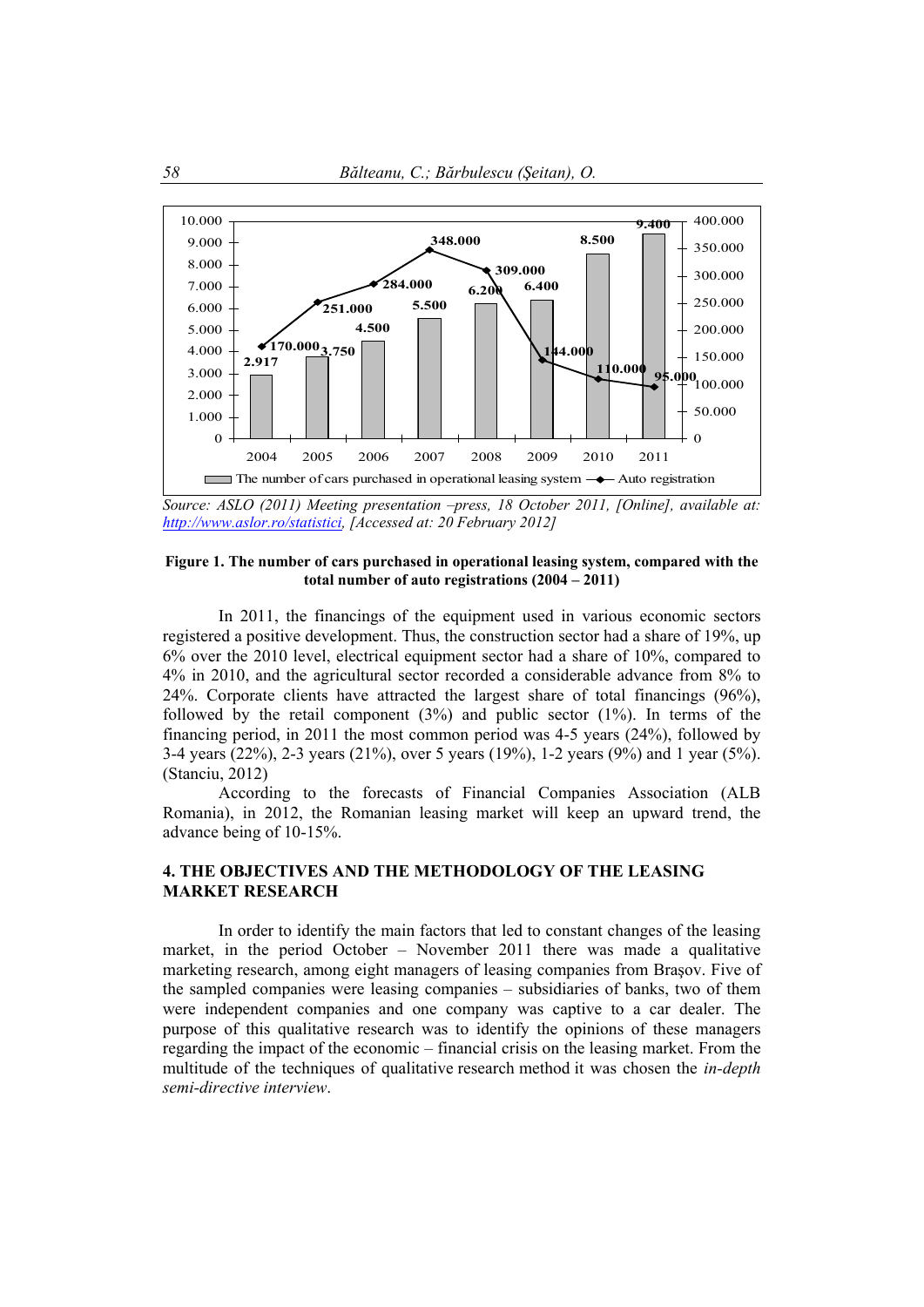| Year | The number of cars purchased in operational leasing system | Auto registration |
| --- | --- | --- |
| 2004 | 2.917 | 170.000 |
| 2005 | 3.750 | 251.000 |
| 2006 | 4.500 | 284.000 |
| 2007 | 5.500 | 348.000 |
| 2008 | 6.200 | 309.000 |
| 2009 | 6.400 | 144.000 |
| 2010 | 8.500 | 110.000 |
| 2011 | 9.400 | 95.000 |

*Source: ASLO (2011) Meeting presentation –press, 18 October 2011, [Online], available at: http://www.aslor.ro/statistici, [Accessed at: 20 February 2012]*

**Figure 1. The number of cars purchased in operational leasing system, compared with the total number of auto registrations (2004 – 2011)**

In 2011, the financings of the equipment used in various economic sectors registered a positive development. Thus, the construction sector had a share of 19%, up 6% over the 2010 level, electrical equipment sector had a share of 10%, compared to 4% in 2010, and the agricultural sector recorded a considerable advance from 8% to 24%. Corporate clients have attracted the largest share of total financings (96%), followed by the retail component (3%) and public sector (1%). In terms of the financing period, in 2011 the most common period was 4-5 years (24%), followed by 3-4 years (22%), 2-3 years (21%), over 5 years (19%), 1-2 years (9%) and 1 year (5%). (Stanciu, 2012)

According to the forecasts of Financial Companies Association (ALB Romania), in 2012, the Romanian leasing market will keep an upward trend, the advance being of 10-15%.

## 4. THE OBJECTIVES AND THE METHODOLOGY OF THE LEASING MARKET RESEARCH

In order to identify the main factors that led to constant changes of the leasing market, in the period October – November 2011 there was made a qualitative marketing research, among eight managers of leasing companies from Braşov. Five of the sampled companies were leasing companies – subsidiaries of banks, two of them were independent companies and one company was captive to a car dealer. The purpose of this qualitative research was to identify the opinions of these managers regarding the impact of the economic – financial crisis on the leasing market. From the multitude of the techniques of qualitative research method it was chosen the *in-depth semi-directive interview*.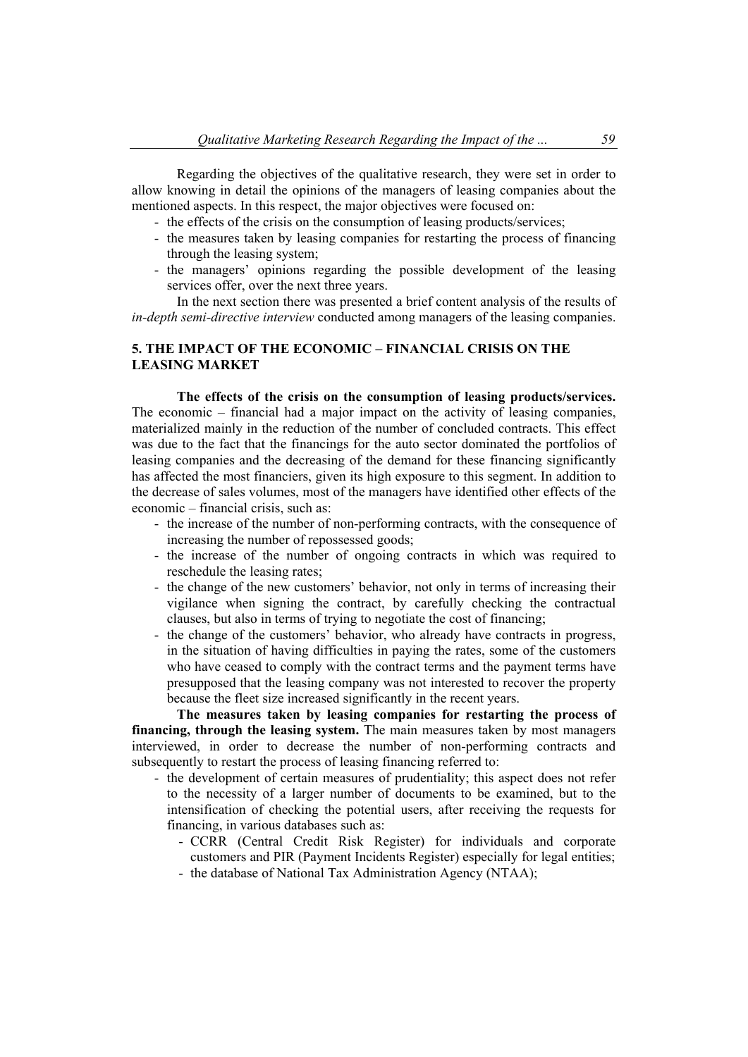Regarding the objectives of the qualitative research, they were set in order to allow knowing in detail the opinions of the managers of leasing companies about the mentioned aspects. In this respect, the major objectives were focused on:

- the effects of the crisis on the consumption of leasing products/services;
- the measures taken by leasing companies for restarting the process of financing through the leasing system;
- the managers' opinions regarding the possible development of the leasing services offer, over the next three years.

In the next section there was presented a brief content analysis of the results of *in-depth semi-directive interview* conducted among managers of the leasing companies.

## 5. THE IMPACT OF THE ECONOMIC – FINANCIAL CRISIS ON THE LEASING MARKET

**The effects of the crisis on the consumption of leasing products/services.** The economic – financial had a major impact on the activity of leasing companies, materialized mainly in the reduction of the number of concluded contracts. This effect was due to the fact that the financings for the auto sector dominated the portfolios of leasing companies and the decreasing of the demand for these financing significantly has affected the most financiers, given its high exposure to this segment. In addition to the decrease of sales volumes, most of the managers have identified other effects of the economic – financial crisis, such as:

- the increase of the number of non-performing contracts, with the consequence of increasing the number of repossessed goods;
- the increase of the number of ongoing contracts in which was required to reschedule the leasing rates;
- the change of the new customers' behavior, not only in terms of increasing their vigilance when signing the contract, by carefully checking the contractual clauses, but also in terms of trying to negotiate the cost of financing;
- the change of the customers' behavior, who already have contracts in progress, in the situation of having difficulties in paying the rates, some of the customers who have ceased to comply with the contract terms and the payment terms have presupposed that the leasing company was not interested to recover the property because the fleet size increased significantly in the recent years.

**The measures taken by leasing companies for restarting the process of financing, through the leasing system.** The main measures taken by most managers interviewed, in order to decrease the number of non-performing contracts and subsequently to restart the process of leasing financing referred to:

- the development of certain measures of prudentiality; this aspect does not refer to the necessity of a larger number of documents to be examined, but to the intensification of checking the potential users, after receiving the requests for financing, in various databases such as:
  - CCRR (Central Credit Risk Register) for individuals and corporate customers and PIR (Payment Incidents Register) especially for legal entities;
  - the database of National Tax Administration Agency (NTAA);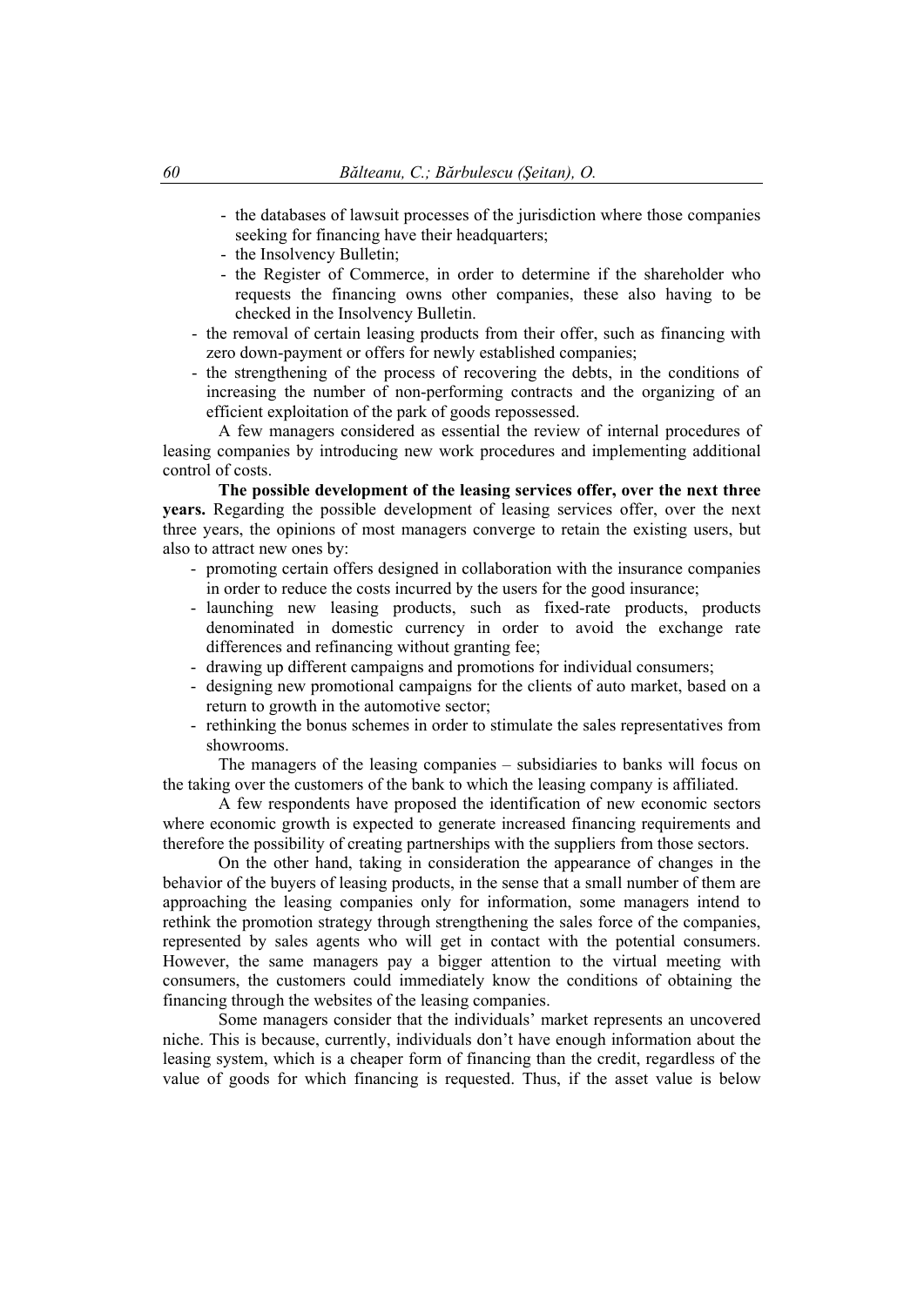- the databases of lawsuit processes of the jurisdiction where those companies seeking for financing have their headquarters;
  - the Insolvency Bulletin;
  - the Register of Commerce, in order to determine if the shareholder who requests the financing owns other companies, these also having to be checked in the Insolvency Bulletin.
- the removal of certain leasing products from their offer, such as financing with zero down-payment or offers for newly established companies;
- the strengthening of the process of recovering the debts, in the conditions of increasing the number of non-performing contracts and the organizing of an efficient exploitation of the park of goods repossessed.

A few managers considered as essential the review of internal procedures of leasing companies by introducing new work procedures and implementing additional control of costs.

**The possible development of the leasing services offer, over the next three years.** Regarding the possible development of leasing services offer, over the next three years, the opinions of most managers converge to retain the existing users, but also to attract new ones by:

- promoting certain offers designed in collaboration with the insurance companies in order to reduce the costs incurred by the users for the good insurance;
- launching new leasing products, such as fixed-rate products, products denominated in domestic currency in order to avoid the exchange rate differences and refinancing without granting fee;
- drawing up different campaigns and promotions for individual consumers;
- designing new promotional campaigns for the clients of auto market, based on a return to growth in the automotive sector;
- rethinking the bonus schemes in order to stimulate the sales representatives from showrooms.

The managers of the leasing companies – subsidiaries to banks will focus on the taking over the customers of the bank to which the leasing company is affiliated.

A few respondents have proposed the identification of new economic sectors where economic growth is expected to generate increased financing requirements and therefore the possibility of creating partnerships with the suppliers from those sectors.

On the other hand, taking in consideration the appearance of changes in the behavior of the buyers of leasing products, in the sense that a small number of them are approaching the leasing companies only for information, some managers intend to rethink the promotion strategy through strengthening the sales force of the companies, represented by sales agents who will get in contact with the potential consumers. However, the same managers pay a bigger attention to the virtual meeting with consumers, the customers could immediately know the conditions of obtaining the financing through the websites of the leasing companies.

Some managers consider that the individuals' market represents an uncovered niche. This is because, currently, individuals don't have enough information about the leasing system, which is a cheaper form of financing than the credit, regardless of the value of goods for which financing is requested. Thus, if the asset value is below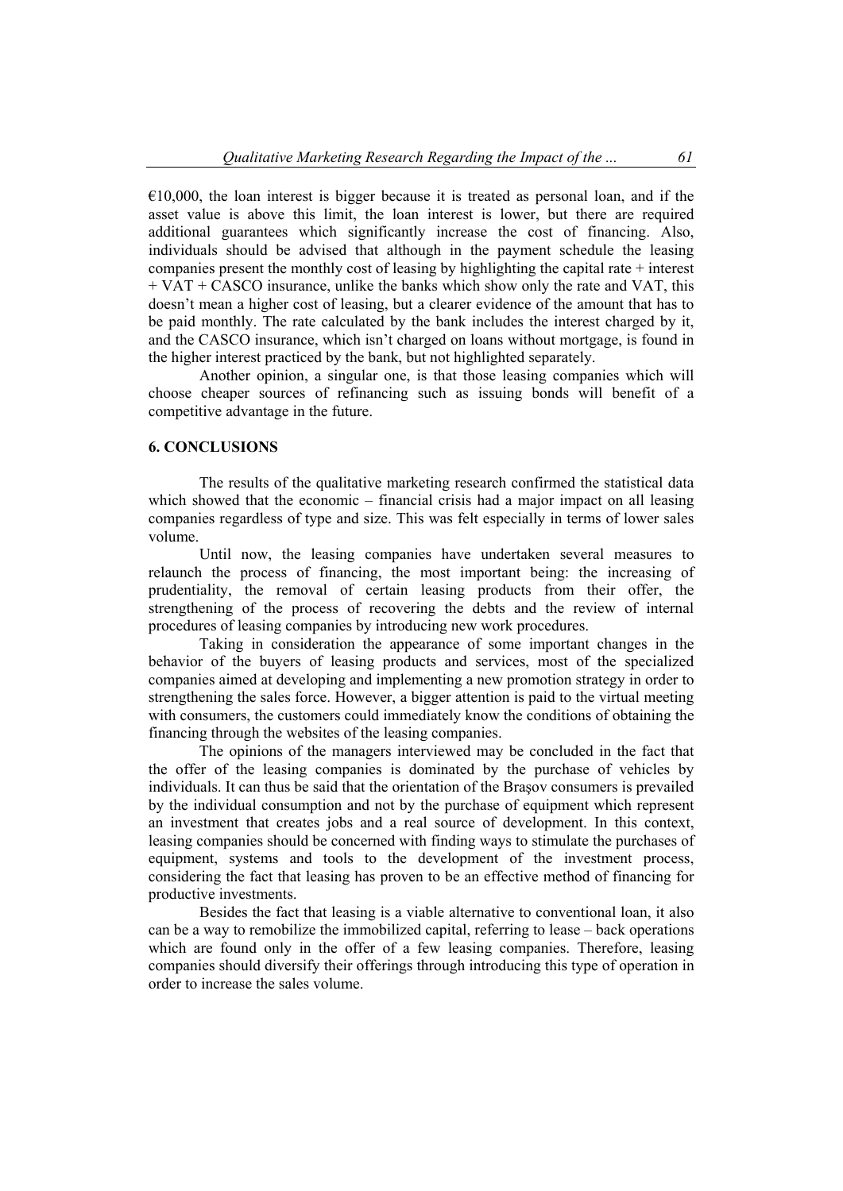€10,000, the loan interest is bigger because it is treated as personal loan, and if the asset value is above this limit, the loan interest is lower, but there are required additional guarantees which significantly increase the cost of financing. Also, individuals should be advised that although in the payment schedule the leasing companies present the monthly cost of leasing by highlighting the capital rate + interest + VAT + CASCO insurance, unlike the banks which show only the rate and VAT, this doesn't mean a higher cost of leasing, but a clearer evidence of the amount that has to be paid monthly. The rate calculated by the bank includes the interest charged by it, and the CASCO insurance, which isn't charged on loans without mortgage, is found in the higher interest practiced by the bank, but not highlighted separately.

Another opinion, a singular one, is that those leasing companies which will choose cheaper sources of refinancing such as issuing bonds will benefit of a competitive advantage in the future.

## 6. CONCLUSIONS

The results of the qualitative marketing research confirmed the statistical data which showed that the economic – financial crisis had a major impact on all leasing companies regardless of type and size. This was felt especially in terms of lower sales volume.

Until now, the leasing companies have undertaken several measures to relaunch the process of financing, the most important being: the increasing of prudentiality, the removal of certain leasing products from their offer, the strengthening of the process of recovering the debts and the review of internal procedures of leasing companies by introducing new work procedures.

Taking in consideration the appearance of some important changes in the behavior of the buyers of leasing products and services, most of the specialized companies aimed at developing and implementing a new promotion strategy in order to strengthening the sales force. However, a bigger attention is paid to the virtual meeting with consumers, the customers could immediately know the conditions of obtaining the financing through the websites of the leasing companies.

The opinions of the managers interviewed may be concluded in the fact that the offer of the leasing companies is dominated by the purchase of vehicles by individuals. It can thus be said that the orientation of the Braşov consumers is prevailed by the individual consumption and not by the purchase of equipment which represent an investment that creates jobs and a real source of development. In this context, leasing companies should be concerned with finding ways to stimulate the purchases of equipment, systems and tools to the development of the investment process, considering the fact that leasing has proven to be an effective method of financing for productive investments.

Besides the fact that leasing is a viable alternative to conventional loan, it also can be a way to remobilize the immobilized capital, referring to lease – back operations which are found only in the offer of a few leasing companies. Therefore, leasing companies should diversify their offerings through introducing this type of operation in order to increase the sales volume.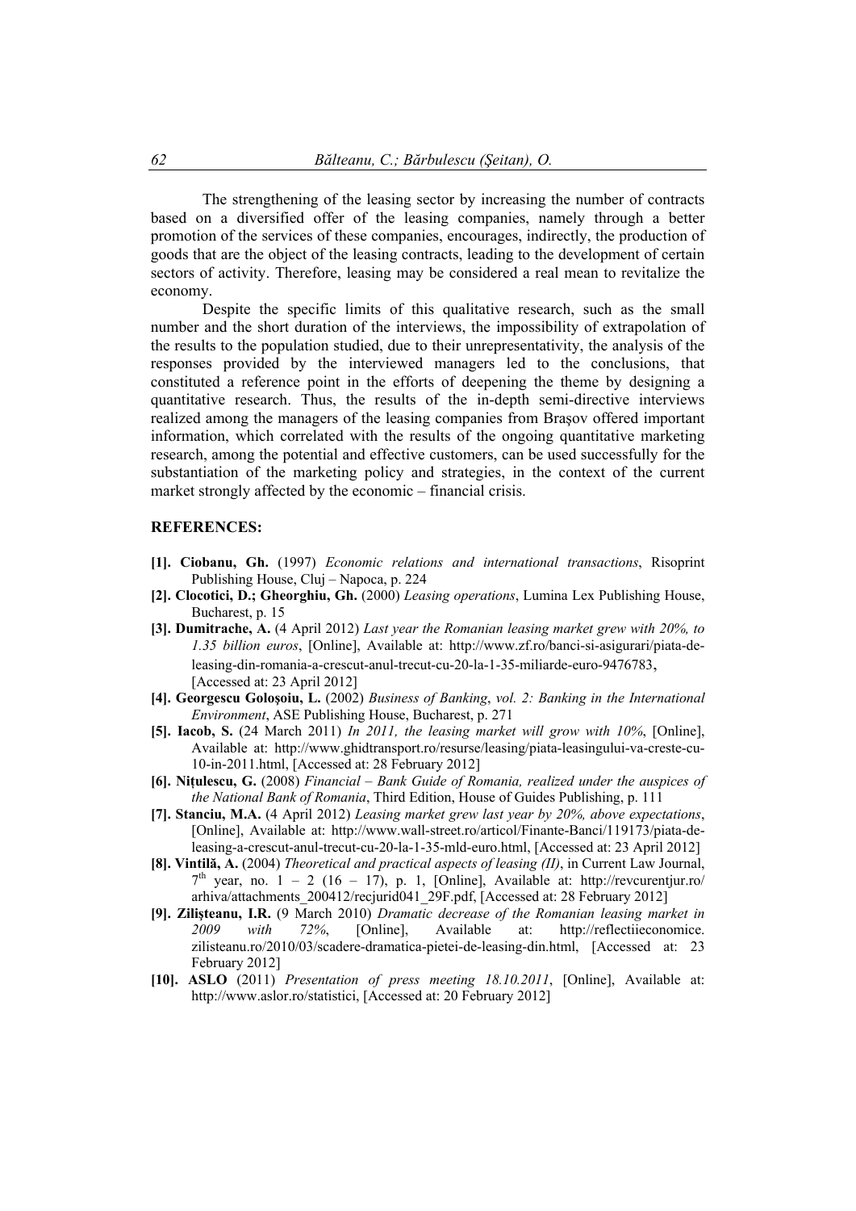The strengthening of the leasing sector by increasing the number of contracts based on a diversified offer of the leasing companies, namely through a better promotion of the services of these companies, encourages, indirectly, the production of goods that are the object of the leasing contracts, leading to the development of certain sectors of activity. Therefore, leasing may be considered a real mean to revitalize the economy.

Despite the specific limits of this qualitative research, such as the small number and the short duration of the interviews, the impossibility of extrapolation of the results to the population studied, due to their unrepresentativity, the analysis of the responses provided by the interviewed managers led to the conclusions, that constituted a reference point in the efforts of deepening the theme by designing a quantitative research. Thus, the results of the in-depth semi-directive interviews realized among the managers of the leasing companies from Braşov offered important information, which correlated with the results of the ongoing quantitative marketing research, among the potential and effective customers, can be used successfully for the substantiation of the marketing policy and strategies, in the context of the current market strongly affected by the economic – financial crisis.

## REFERENCES:

**[1]. Ciobanu, Gh.** (1997) *Economic relations and international transactions*, Risoprint Publishing House, Cluj – Napoca, p. 224

**[2]. Clocotici, D.; Gheorghiu, Gh.** (2000) *Leasing operations*, Lumina Lex Publishing House, Bucharest, p. 15

**[3]. Dumitrache, A.** (4 April 2012) *Last year the Romanian leasing market grew with 20%, to 1.35 billion euros*, [Online], Available at: http://www.zf.ro/banci-si-asigurari/piata-de-leasing-din-romania-a-crescut-anul-trecut-cu-20-la-1-35-miliarde-euro-9476783, [Accessed at: 23 April 2012]

**[4]. Georgescu Goloşoiu, L.** (2002) *Business of Banking*, *vol. 2: Banking in the International Environment*, ASE Publishing House, Bucharest, p. 271

**[5]. Iacob, S.** (24 March 2011) *In 2011, the leasing market will grow with 10%*, [Online], Available at: http://www.ghidtransport.ro/resurse/leasing/piata-leasingului-va-creste-cu-10-in-2011.html, [Accessed at: 28 February 2012]

**[6]. Niţulescu, G.** (2008) *Financial – Bank Guide of Romania, realized under the auspices of the National Bank of Romania*, Third Edition, House of Guides Publishing, p. 111

**[7]. Stanciu, M.A.** (4 April 2012) *Leasing market grew last year by 20%, above expectations*, [Online], Available at: http://www.wall-street.ro/articol/Finante-Banci/119173/piata-de-leasing-a-crescut-anul-trecut-cu-20-la-1-35-mld-euro.html, [Accessed at: 23 April 2012]

**[8]. Vintilă, A.** (2004) *Theoretical and practical aspects of leasing (II)*, in Current Law Journal, 7th year, no. 1 – 2 (16 – 17), p. 1, [Online], Available at: http://revcurentjur.ro/arhiva/attachments_200412/recjurid041_29F.pdf, [Accessed at: 28 February 2012]

**[9]. Zilişteanu, I.R.** (9 March 2010) *Dramatic decrease of the Romanian leasing market in 2009 with 72%*, [Online], Available at: http://reflectiieconomice.zilisteanu.ro/2010/03/scadere-dramatica-pietei-de-leasing-din.html, [Accessed at: 23 February 2012]

**[10]. ASLO** (2011) *Presentation of press meeting 18.10.2011*, [Online], Available at: http://www.aslor.ro/statistici, [Accessed at: 20 February 2012]